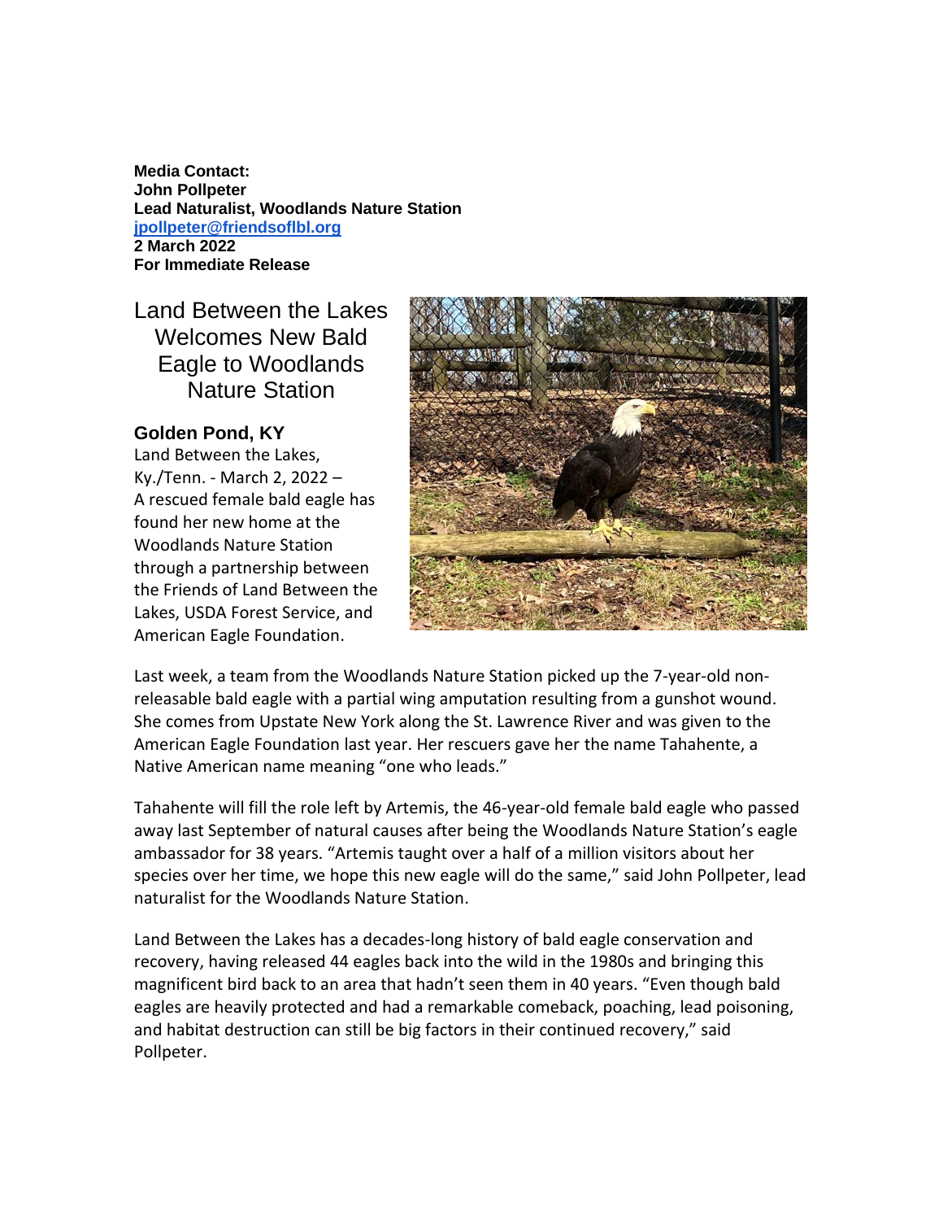**Media Contact:**
**John Pollpeter**
**Lead Naturalist, Woodlands Nature Station**
**[jpollpeter@friendsoflbl.org](mailto:jpollpeter@friendsoflbl.org)**
**2 March 2022**
**For Immediate Release**

# Land Between the Lakes Welcomes New Bald Eagle to Woodlands Nature Station

### Golden Pond, KY

Land Between the Lakes, Ky./Tenn. - March 2, 2022 – A rescued female bald eagle has found her new home at the Woodlands Nature Station through a partnership between the Friends of Land Between the Lakes, USDA Forest Service, and American Eagle Foundation.

Last week, a team from the Woodlands Nature Station picked up the 7-year-old non-releasable bald eagle with a partial wing amputation resulting from a gunshot wound. She comes from Upstate New York along the St. Lawrence River and was given to the American Eagle Foundation last year. Her rescuers gave her the name Tahahente, a Native American name meaning "one who leads."

Tahahente will fill the role left by Artemis, the 46-year-old female bald eagle who passed away last September of natural causes after being the Woodlands Nature Station's eagle ambassador for 38 years. "Artemis taught over a half of a million visitors about her species over her time, we hope this new eagle will do the same," said John Pollpeter, lead naturalist for the Woodlands Nature Station.

Land Between the Lakes has a decades-long history of bald eagle conservation and recovery, having released 44 eagles back into the wild in the 1980s and bringing this magnificent bird back to an area that hadn't seen them in 40 years. "Even though bald eagles are heavily protected and had a remarkable comeback, poaching, lead poisoning, and habitat destruction can still be big factors in their continued recovery," said Pollpeter.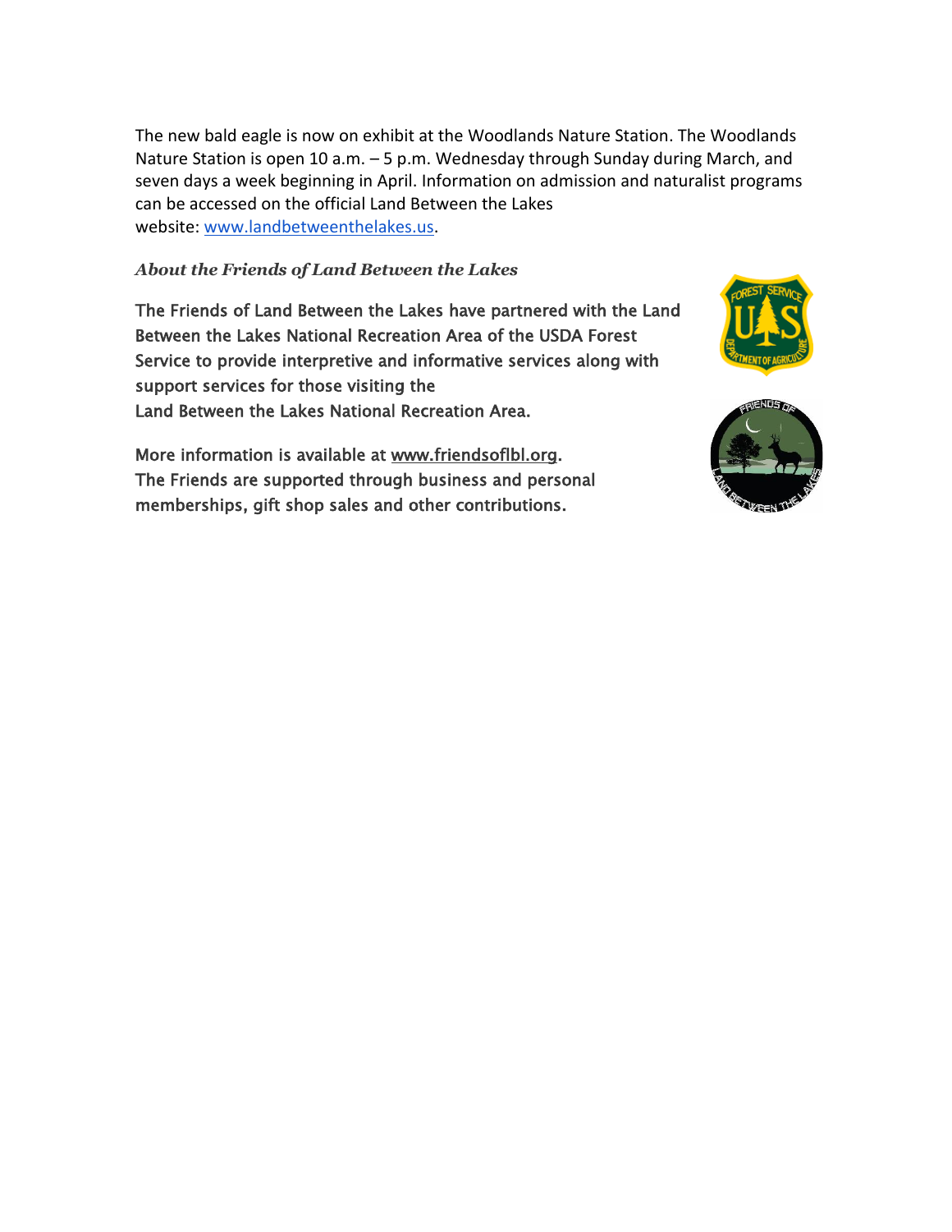The new bald eagle is now on exhibit at the Woodlands Nature Station. The Woodlands Nature Station is open 10 a.m. – 5 p.m. Wednesday through Sunday during March, and seven days a week beginning in April. Information on admission and naturalist programs can be accessed on the official Land Between the Lakes website: www.landbetweenthelakes.us.

***About the Friends of Land Between the Lakes***

The Friends of Land Between the Lakes have partnered with the Land Between the Lakes National Recreation Area of the USDA Forest Service to provide interpretive and informative services along with support services for those visiting the Land Between the Lakes National Recreation Area.

More information is available at www.friendsoflbl.org. The Friends are supported through business and personal memberships, gift shop sales and other contributions.